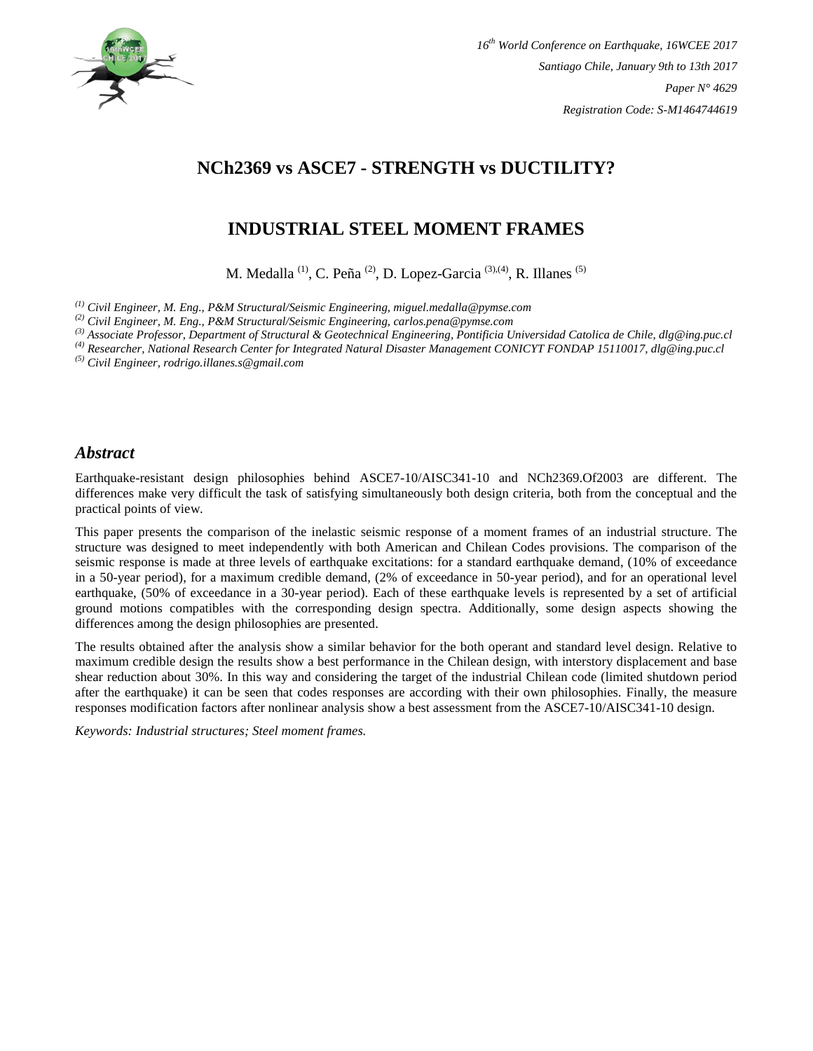# NCh2369 vs ASCE7 - STRENGTH vs DUCTILITY?

## INDUSTRIAL STEEL MOMENT FRAMES

M. Medalla [(1)], C. Peña [(2)], D. Lopez-Garcia [(3),(4)], R. Illanes [(5)]

*[(1)] Civil Engineer, M. Eng., P&M Structural/Seismic Engineering, miguel.medalla@pymse.com*
*[(2)] Civil Engineer, M. Eng., P&M Structural/Seismic Engineering, carlos.pena@pymse.com*
*[(3)] Associate Professor, Department of Structural & Geotechnical Engineering, Pontificia Universidad Catolica de Chile, dlg@ing.puc.cl*
*[(4)] Researcher, National Research Center for Integrated Natural Disaster Management CONICYT FONDAP 15110017, dlg@ing.puc.cl*
*[(5)] Civil Engineer, rodrigo.illanes.s@gmail.com*

## *Abstract*

Earthquake-resistant design philosophies behind ASCE7-10/AISC341-10 and NCh2369.Of2003 are different. The differences make very difficult the task of satisfying simultaneously both design criteria, both from the conceptual and the practical points of view.

This paper presents the comparison of the inelastic seismic response of a moment frames of an industrial structure. The structure was designed to meet independently with both American and Chilean Codes provisions. The comparison of the seismic response is made at three levels of earthquake excitations: for a standard earthquake demand, (10% of exceedance in a 50-year period), for a maximum credible demand, (2% of exceedance in 50-year period), and for an operational level earthquake, (50% of exceedance in a 30-year period). Each of these earthquake levels is represented by a set of artificial ground motions compatibles with the corresponding design spectra. Additionally, some design aspects showing the differences among the design philosophies are presented.

The results obtained after the analysis show a similar behavior for the both operant and standard level design. Relative to maximum credible design the results show a best performance in the Chilean design, with interstory displacement and base shear reduction about 30%. In this way and considering the target of the industrial Chilean code (limited shutdown period after the earthquake) it can be seen that codes responses are according with their own philosophies. Finally, the measure responses modification factors after nonlinear analysis show a best assessment from the ASCE7-10/AISC341-10 design.

*Keywords: Industrial structures; Steel moment frames.*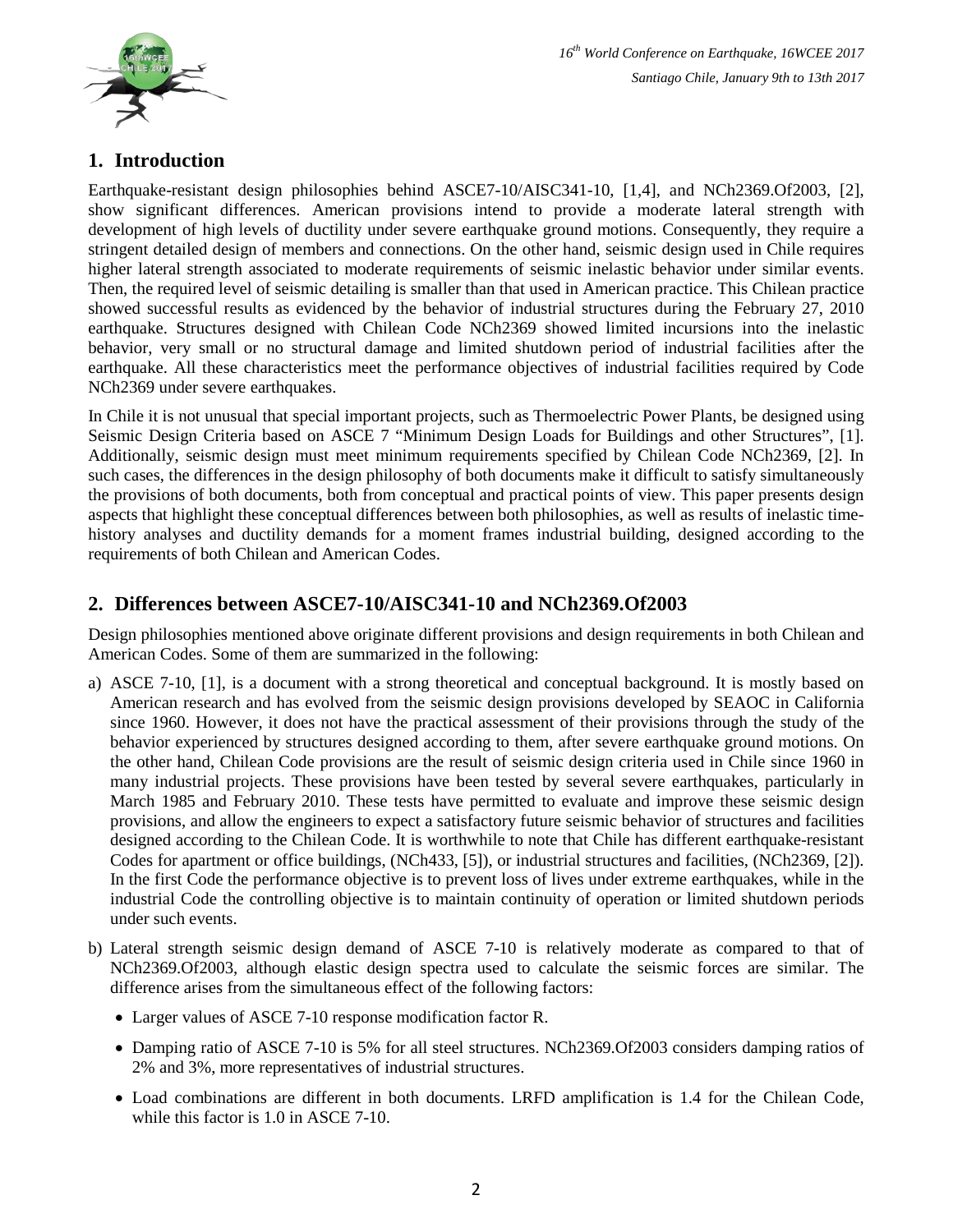## 1. Introduction

Earthquake-resistant design philosophies behind ASCE7-10/AISC341-10, [1,4], and NCh2369.Of2003, [2], show significant differences. American provisions intend to provide a moderate lateral strength with development of high levels of ductility under severe earthquake ground motions. Consequently, they require a stringent detailed design of members and connections. On the other hand, seismic design used in Chile requires higher lateral strength associated to moderate requirements of seismic inelastic behavior under similar events. Then, the required level of seismic detailing is smaller than that used in American practice. This Chilean practice showed successful results as evidenced by the behavior of industrial structures during the February 27, 2010 earthquake. Structures designed with Chilean Code NCh2369 showed limited incursions into the inelastic behavior, very small or no structural damage and limited shutdown period of industrial facilities after the earthquake. All these characteristics meet the performance objectives of industrial facilities required by Code NCh2369 under severe earthquakes.

In Chile it is not unusual that special important projects, such as Thermoelectric Power Plants, be designed using Seismic Design Criteria based on ASCE 7 "Minimum Design Loads for Buildings and other Structures", [1]. Additionally, seismic design must meet minimum requirements specified by Chilean Code NCh2369, [2]. In such cases, the differences in the design philosophy of both documents make it difficult to satisfy simultaneously the provisions of both documents, both from conceptual and practical points of view. This paper presents design aspects that highlight these conceptual differences between both philosophies, as well as results of inelastic time-history analyses and ductility demands for a moment frames industrial building, designed according to the requirements of both Chilean and American Codes.

## 2. Differences between ASCE7-10/AISC341-10 and NCh2369.Of2003

Design philosophies mentioned above originate different provisions and design requirements in both Chilean and American Codes. Some of them are summarized in the following:

a) ASCE 7-10, [1], is a document with a strong theoretical and conceptual background. It is mostly based on American research and has evolved from the seismic design provisions developed by SEAOC in California since 1960. However, it does not have the practical assessment of their provisions through the study of the behavior experienced by structures designed according to them, after severe earthquake ground motions. On the other hand, Chilean Code provisions are the result of seismic design criteria used in Chile since 1960 in many industrial projects. These provisions have been tested by several severe earthquakes, particularly in March 1985 and February 2010. These tests have permitted to evaluate and improve these seismic design provisions, and allow the engineers to expect a satisfactory future seismic behavior of structures and facilities designed according to the Chilean Code. It is worthwhile to note that Chile has different earthquake-resistant Codes for apartment or office buildings, (NCh433, [5]), or industrial structures and facilities, (NCh2369, [2]). In the first Code the performance objective is to prevent loss of lives under extreme earthquakes, while in the industrial Code the controlling objective is to maintain continuity of operation or limited shutdown periods under such events.

b) Lateral strength seismic design demand of ASCE 7-10 is relatively moderate as compared to that of NCh2369.Of2003, although elastic design spectra used to calculate the seismic forces are similar. The difference arises from the simultaneous effect of the following factors:

- Larger values of ASCE 7-10 response modification factor R.
- Damping ratio of ASCE 7-10 is 5% for all steel structures. NCh2369.Of2003 considers damping ratios of 2% and 3%, more representatives of industrial structures.
- Load combinations are different in both documents. LRFD amplification is 1.4 for the Chilean Code, while this factor is 1.0 in ASCE 7-10.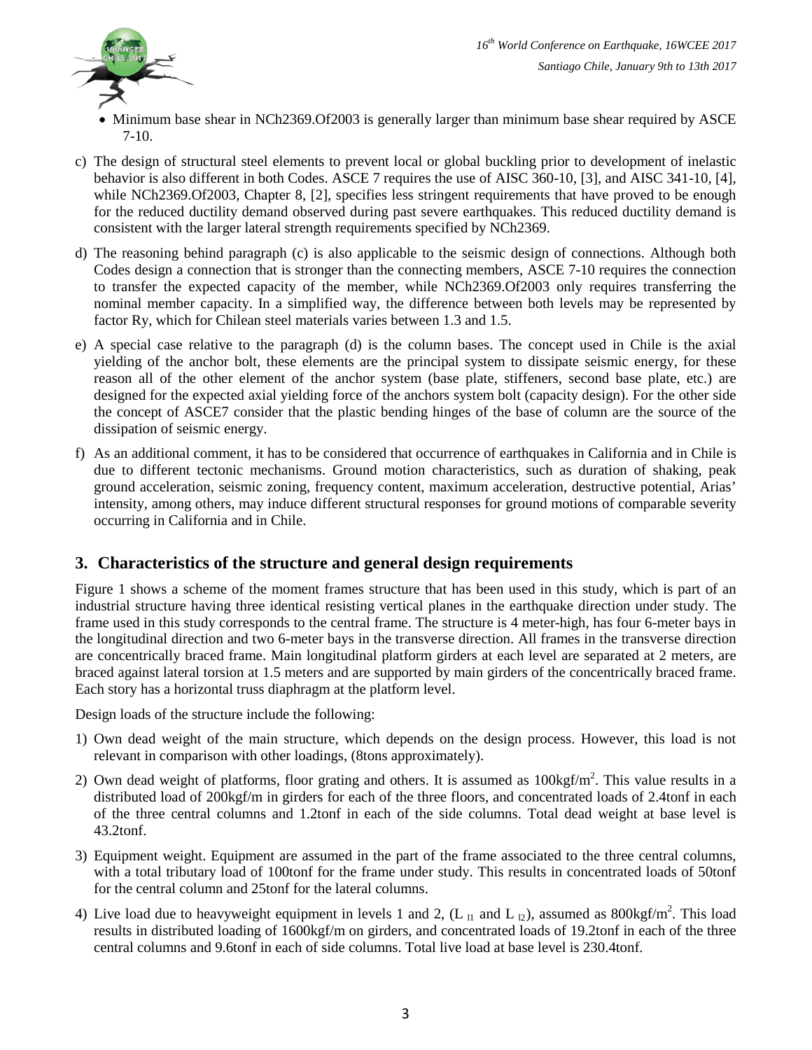- Minimum base shear in NCh2369.Of2003 is generally larger than minimum base shear required by ASCE 7-10.

c) The design of structural steel elements to prevent local or global buckling prior to development of inelastic behavior is also different in both Codes. ASCE 7 requires the use of AISC 360-10, [3], and AISC 341-10, [4], while NCh2369.Of2003, Chapter 8, [2], specifies less stringent requirements that have proved to be enough for the reduced ductility demand observed during past severe earthquakes. This reduced ductility demand is consistent with the larger lateral strength requirements specified by NCh2369.

d) The reasoning behind paragraph (c) is also applicable to the seismic design of connections. Although both Codes design a connection that is stronger than the connecting members, ASCE 7-10 requires the connection to transfer the expected capacity of the member, while NCh2369.Of2003 only requires transferring the nominal member capacity. In a simplified way, the difference between both levels may be represented by factor Ry, which for Chilean steel materials varies between 1.3 and 1.5.

e) A special case relative to the paragraph (d) is the column bases. The concept used in Chile is the axial yielding of the anchor bolt, these elements are the principal system to dissipate seismic energy, for these reason all of the other element of the anchor system (base plate, stiffeners, second base plate, etc.) are designed for the expected axial yielding force of the anchors system bolt (capacity design). For the other side the concept of ASCE7 consider that the plastic bending hinges of the base of column are the source of the dissipation of seismic energy.

f) As an additional comment, it has to be considered that occurrence of earthquakes in California and in Chile is due to different tectonic mechanisms. Ground motion characteristics, such as duration of shaking, peak ground acceleration, seismic zoning, frequency content, maximum acceleration, destructive potential, Arias' intensity, among others, may induce different structural responses for ground motions of comparable severity occurring in California and in Chile.

## 3. Characteristics of the structure and general design requirements

Figure 1 shows a scheme of the moment frames structure that has been used in this study, which is part of an industrial structure having three identical resisting vertical planes in the earthquake direction under study. The frame used in this study corresponds to the central frame. The structure is 4 meter-high, has four 6-meter bays in the longitudinal direction and two 6-meter bays in the transverse direction. All frames in the transverse direction are concentrically braced frame. Main longitudinal platform girders at each level are separated at 2 meters, are braced against lateral torsion at 1.5 meters and are supported by main girders of the concentrically braced frame. Each story has a horizontal truss diaphragm at the platform level.

Design loads of the structure include the following:

1) Own dead weight of the main structure, which depends on the design process. However, this load is not relevant in comparison with other loadings, (8tons approximately).

2) Own dead weight of platforms, floor grating and others. It is assumed as $100 kgf/m^2$. This value results in a distributed load of 200kgf/m in girders for each of the three floors, and concentrated loads of 2.4tonf in each of the three central columns and 1.2tonf in each of the side columns. Total dead weight at base level is 43.2tonf.

3) Equipment weight. Equipment are assumed in the part of the frame associated to the three central columns, with a total tributary load of 100tonf for the frame under study. This results in concentrated loads of 50tonf for the central column and 25tonf for the lateral columns.

4) Live load due to heavyweight equipment in levels 1 and 2, ($L_{l1}$ and $L_{l2}$), assumed as $800 kgf/m^2$. This load results in distributed loading of 1600kgf/m on girders, and concentrated loads of 19.2tonf in each of the three central columns and 9.6tonf in each of side columns. Total live load at base level is 230.4tonf.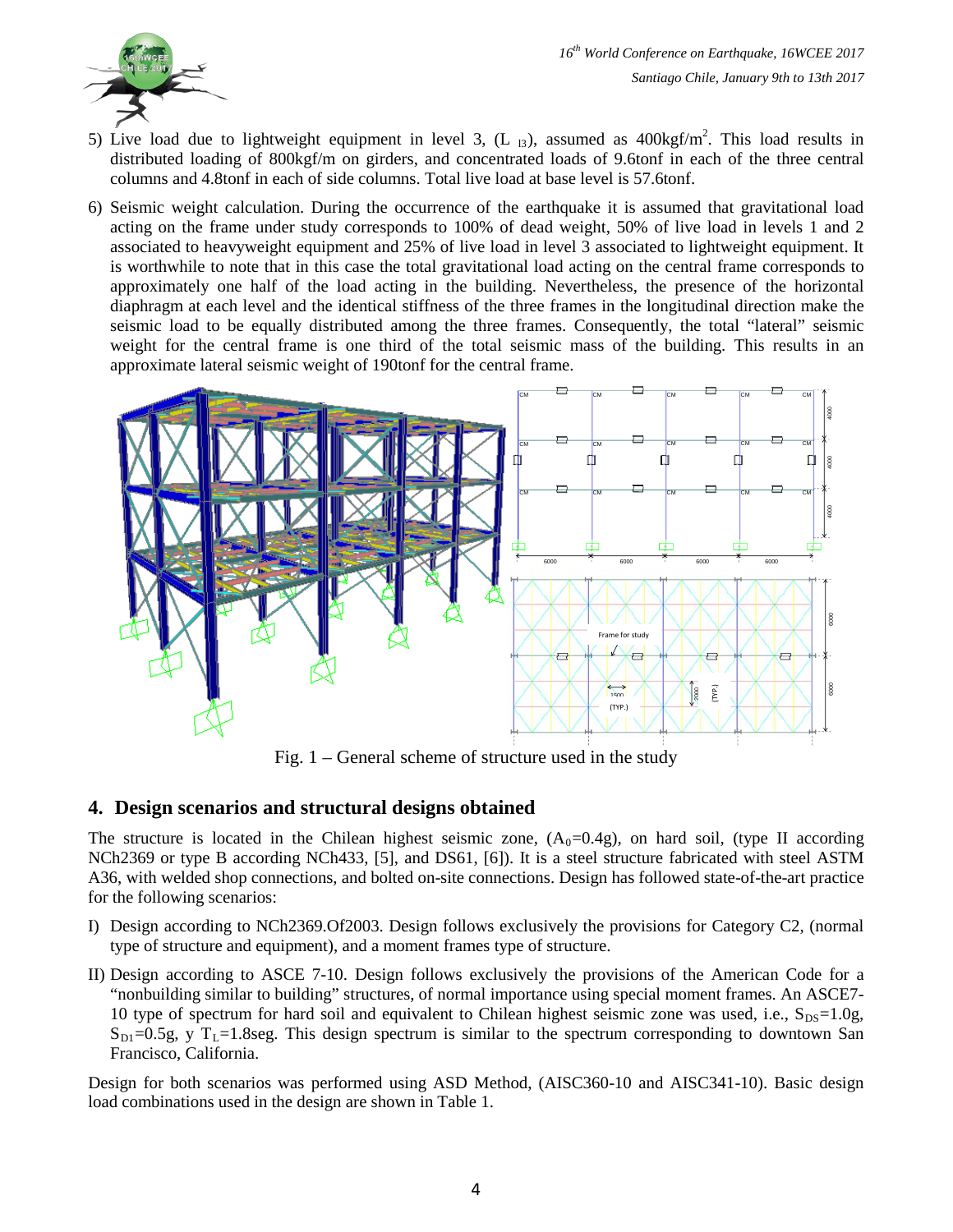5) Live load due to lightweight equipment in level 3, ($L_{l3}$), assumed as 400kgf/m$^2$. This load results in distributed loading of 800kgf/m on girders, and concentrated loads of 9.6tonf in each of the three central columns and 4.8tonf in each of side columns. Total live load at base level is 57.6tonf.

6) Seismic weight calculation. During the occurrence of the earthquake it is assumed that gravitational load acting on the frame under study corresponds to 100% of dead weight, 50% of live load in levels 1 and 2 associated to heavyweight equipment and 25% of live load in level 3 associated to lightweight equipment. It is worthwhile to note that in this case the total gravitational load acting on the central frame corresponds to approximately one half of the load acting in the building. Nevertheless, the presence of the horizontal diaphragm at each level and the identical stiffness of the three frames in the longitudinal direction make the seismic load to be equally distributed among the three frames. Consequently, the total "lateral" seismic weight for the central frame is one third of the total seismic mass of the building. This results in an approximate lateral seismic weight of 190tonf for the central frame.

Fig. 1 – General scheme of structure used in the study

## 4. Design scenarios and structural designs obtained

The structure is located in the Chilean highest seismic zone, ($A_0$=0.4g), on hard soil, (type II according NCh2369 or type B according NCh433, [5], and DS61, [6]). It is a steel structure fabricated with steel ASTM A36, with welded shop connections, and bolted on-site connections. Design has followed state-of-the-art practice for the following scenarios:

I) Design according to NCh2369.Of2003. Design follows exclusively the provisions for Category C2, (normal type of structure and equipment), and a moment frames type of structure.

II) Design according to ASCE 7-10. Design follows exclusively the provisions of the American Code for a "nonbuilding similar to building" structures, of normal importance using special moment frames. An ASCE7-10 type of spectrum for hard soil and equivalent to Chilean highest seismic zone was used, i.e., $S_{DS}$=1.0g, $S_{D1}$=0.5g, y $T_L$=1.8seg. This design spectrum is similar to the spectrum corresponding to downtown San Francisco, California.

Design for both scenarios was performed using ASD Method, (AISC360-10 and AISC341-10). Basic design load combinations used in the design are shown in Table 1.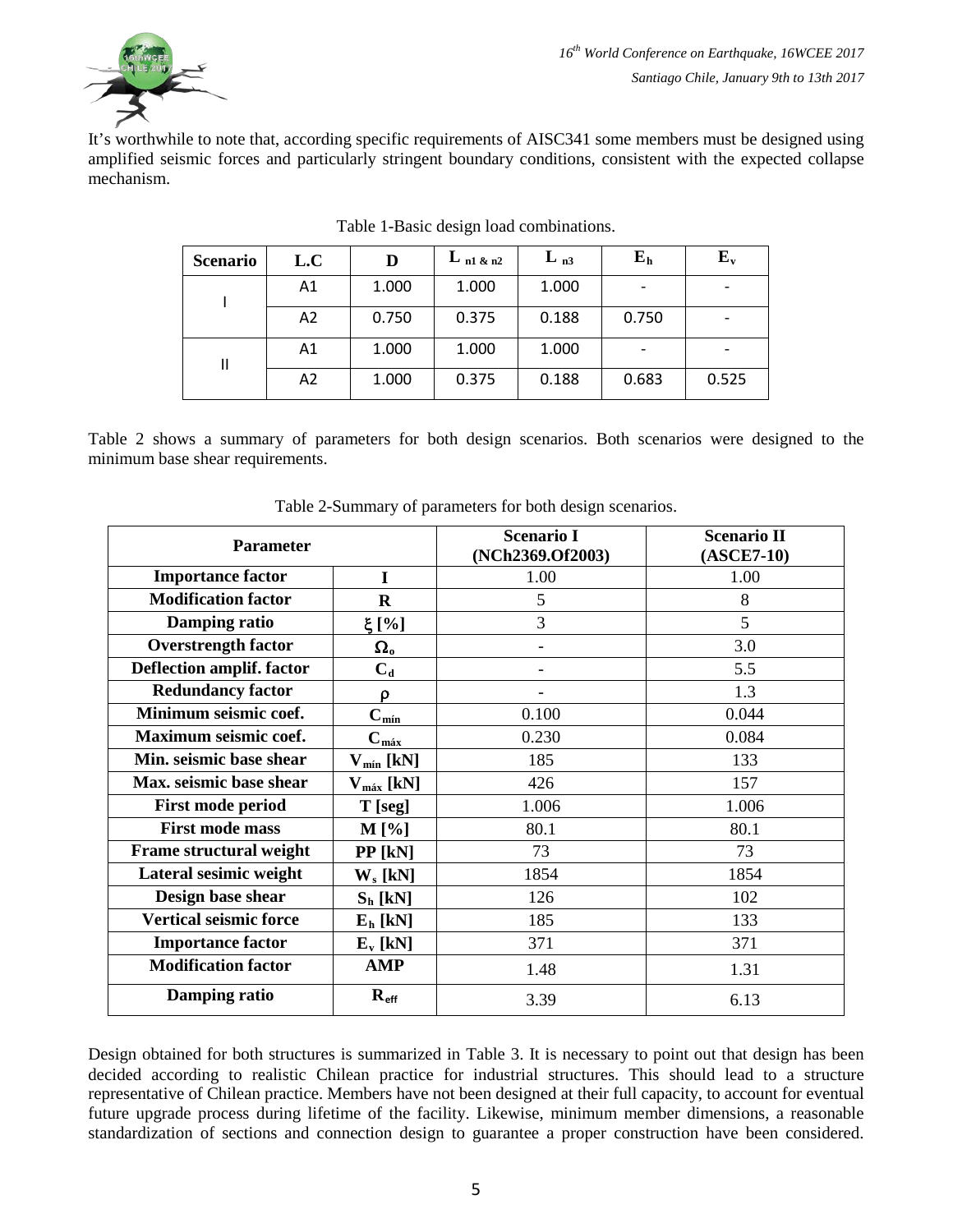It's worthwhile to note that, according specific requirements of AISC341 some members must be designed using amplified seismic forces and particularly stringent boundary conditions, consistent with the expected collapse mechanism.

Table 1-Basic design load combinations.

| Scenario | L.C | D | $L_{n1\,\&\,n2}$ | $L_{n3}$ | $E_h$ | $E_v$ |
|---|---|---|---|---|---|---|
| I | A1 | 1.000 | 1.000 | 1.000 | - | - |
| | A2 | 0.750 | 0.375 | 0.188 | 0.750 | - |
| II | A1 | 1.000 | 1.000 | 1.000 | - | - |
| | A2 | 1.000 | 0.375 | 0.188 | 0.683 | 0.525 |

Table 2 shows a summary of parameters for both design scenarios. Both scenarios were designed to the minimum base shear requirements.

Table 2-Summary of parameters for both design scenarios.

| Parameter | | Scenario I (NCh2369.Of2003) | Scenario II (ASCE7-10) |
|---|---|---|---|
| **Importance factor** | **I** | 1.00 | 1.00 |
| **Modification factor** | **R** | 5 | 8 |
| **Damping ratio** | **ξ [%]** | 3 | 5 |
| **Overstrength factor** | $\Omega_o$ | - | 3.0 |
| **Deflection amplif. factor** | $C_d$ | - | 5.5 |
| **Redundancy factor** | $\rho$ | - | 1.3 |
| **Minimum seismic coef.** | $C_{mín}$ | 0.100 | 0.044 |
| **Maximum seismic coef.** | $C_{máx}$ | 0.230 | 0.084 |
| **Min. seismic base shear** | $V_{mín}$ **[kN]** | 185 | 133 |
| **Max. seismic base shear** | $V_{máx}$ **[kN]** | 426 | 157 |
| **First mode period** | **T [seg]** | 1.006 | 1.006 |
| **First mode mass** | **M [%]** | 80.1 | 80.1 |
| **Frame structural weight** | **PP [kN]** | 73 | 73 |
| **Lateral sesimic weight** | $W_s$ **[kN]** | 1854 | 1854 |
| **Design base shear** | $S_h$ **[kN]** | 126 | 102 |
| **Vertical seismic force** | $E_h$ **[kN]** | 185 | 133 |
| **Importance factor** | $E_v$ **[kN]** | 371 | 371 |
| **Modification factor** | **AMP** | 1.48 | 1.31 |
| **Damping ratio** | $R_{eff}$ | 3.39 | 6.13 |

Design obtained for both structures is summarized in Table 3. It is necessary to point out that design has been decided according to realistic Chilean practice for industrial structures. This should lead to a structure representative of Chilean practice. Members have not been designed at their full capacity, to account for eventual future upgrade process during lifetime of the facility. Likewise, minimum member dimensions, a reasonable standardization of sections and connection design to guarantee a proper construction have been considered.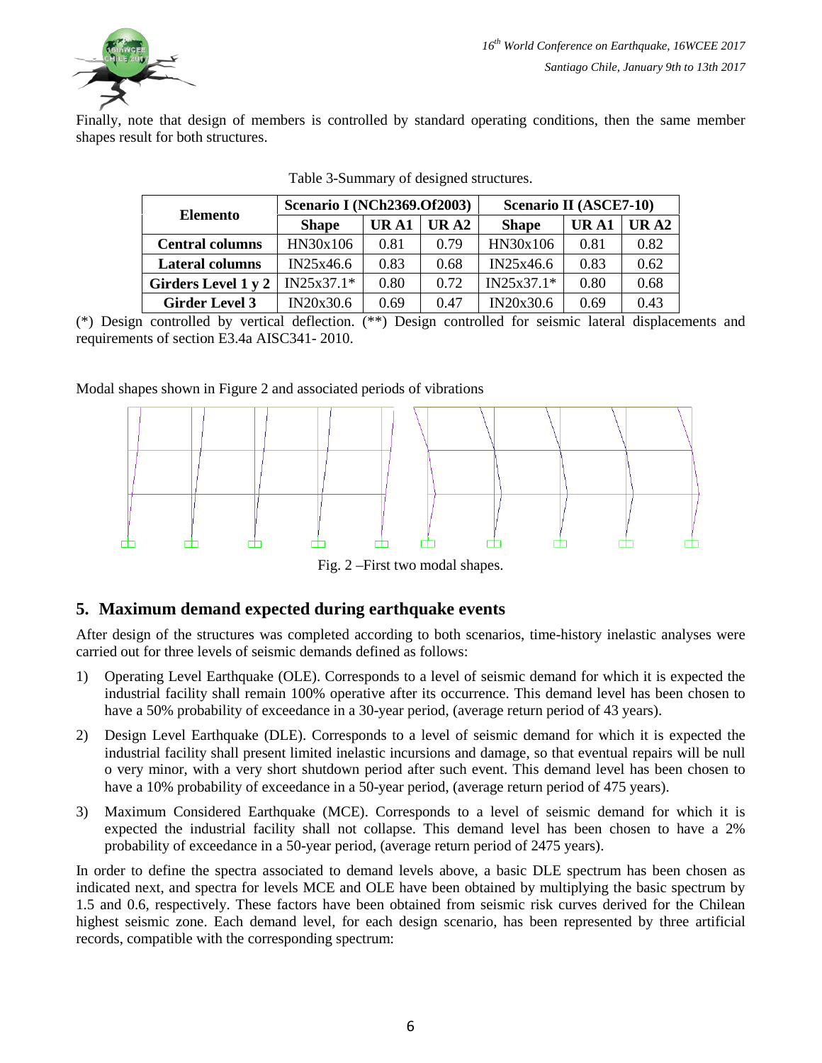Finally, note that design of members is controlled by standard operating conditions, then the same member shapes result for both structures.

Table 3-Summary of designed structures.

| Elemento | Scenario I (NCh2369.Of2003) | | | Scenario II (ASCE7-10) | | |
|---|---|---|---|---|---|---|
| | Shape | UR A1 | UR A2 | Shape | UR A1 | UR A2 |
| Central columns | HN30x106 | 0.81 | 0.79 | HN30x106 | 0.81 | 0.82 |
| Lateral columns | IN25x46.6 | 0.83 | 0.68 | IN25x46.6 | 0.83 | 0.62 |
| Girders Level 1 y 2 | IN25x37.1* | 0.80 | 0.72 | IN25x37.1* | 0.80 | 0.68 |
| Girder Level 3 | IN20x30.6 | 0.69 | 0.47 | IN20x30.6 | 0.69 | 0.43 |

(*) Design controlled by vertical deflection. (**) Design controlled for seismic lateral displacements and requirements of section E3.4a AISC341- 2010.

Modal shapes shown in Figure 2 and associated periods of vibrations

Fig. 2 –First two modal shapes.

## 5. Maximum demand expected during earthquake events

After design of the structures was completed according to both scenarios, time-history inelastic analyses were carried out for three levels of seismic demands defined as follows:

1) Operating Level Earthquake (OLE). Corresponds to a level of seismic demand for which it is expected the industrial facility shall remain 100% operative after its occurrence. This demand level has been chosen to have a 50% probability of exceedance in a 30-year period, (average return period of 43 years).
2) Design Level Earthquake (DLE). Corresponds to a level of seismic demand for which it is expected the industrial facility shall present limited inelastic incursions and damage, so that eventual repairs will be null o very minor, with a very short shutdown period after such event. This demand level has been chosen to have a 10% probability of exceedance in a 50-year period, (average return period of 475 years).
3) Maximum Considered Earthquake (MCE). Corresponds to a level of seismic demand for which it is expected the industrial facility shall not collapse. This demand level has been chosen to have a 2% probability of exceedance in a 50-year period, (average return period of 2475 years).

In order to define the spectra associated to demand levels above, a basic DLE spectrum has been chosen as indicated next, and spectra for levels MCE and OLE have been obtained by multiplying the basic spectrum by 1.5 and 0.6, respectively. These factors have been obtained from seismic risk curves derived for the Chilean highest seismic zone. Each demand level, for each design scenario, has been represented by three artificial records, compatible with the corresponding spectrum: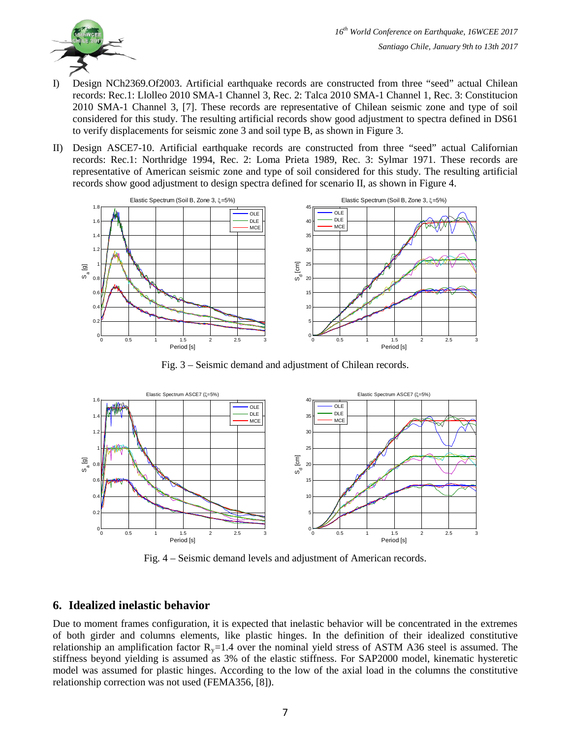I) Design NCh2369.Of2003. Artificial earthquake records are constructed from three "seed" actual Chilean records: Rec.1: Llolleo 2010 SMA-1 Channel 3, Rec. 2: Talca 2010 SMA-1 Channel 1, Rec. 3: Constitucion 2010 SMA-1 Channel 3, [7]. These records are representative of Chilean seismic zone and type of soil considered for this study. The resulting artificial records show good adjustment to spectra defined in DS61 to verify displacements for seismic zone 3 and soil type B, as shown in Figure 3.

II) Design ASCE7-10. Artificial earthquake records are constructed from three "seed" actual Californian records: Rec.1: Northridge 1994, Rec. 2: Loma Prieta 1989, Rec. 3: Sylmar 1971. These records are representative of American seismic zone and type of soil considered for this study. The resulting artificial records show good adjustment to design spectra defined for scenario II, as shown in Figure 4.

Fig. 3 – Seismic demand and adjustment of Chilean records.

Fig. 4 – Seismic demand levels and adjustment of American records.

## 6. Idealized inelastic behavior

Due to moment frames configuration, it is expected that inelastic behavior will be concentrated in the extremes of both girder and columns elements, like plastic hinges. In the definition of their idealized constitutive relationship an amplification factor $R_y$=1.4 over the nominal yield stress of ASTM A36 steel is assumed. The stiffness beyond yielding is assumed as 3% of the elastic stiffness. For SAP2000 model, kinematic hysteretic model was assumed for plastic hinges. According to the low of the axial load in the columns the constitutive relationship correction was not used (FEMA356, [8]).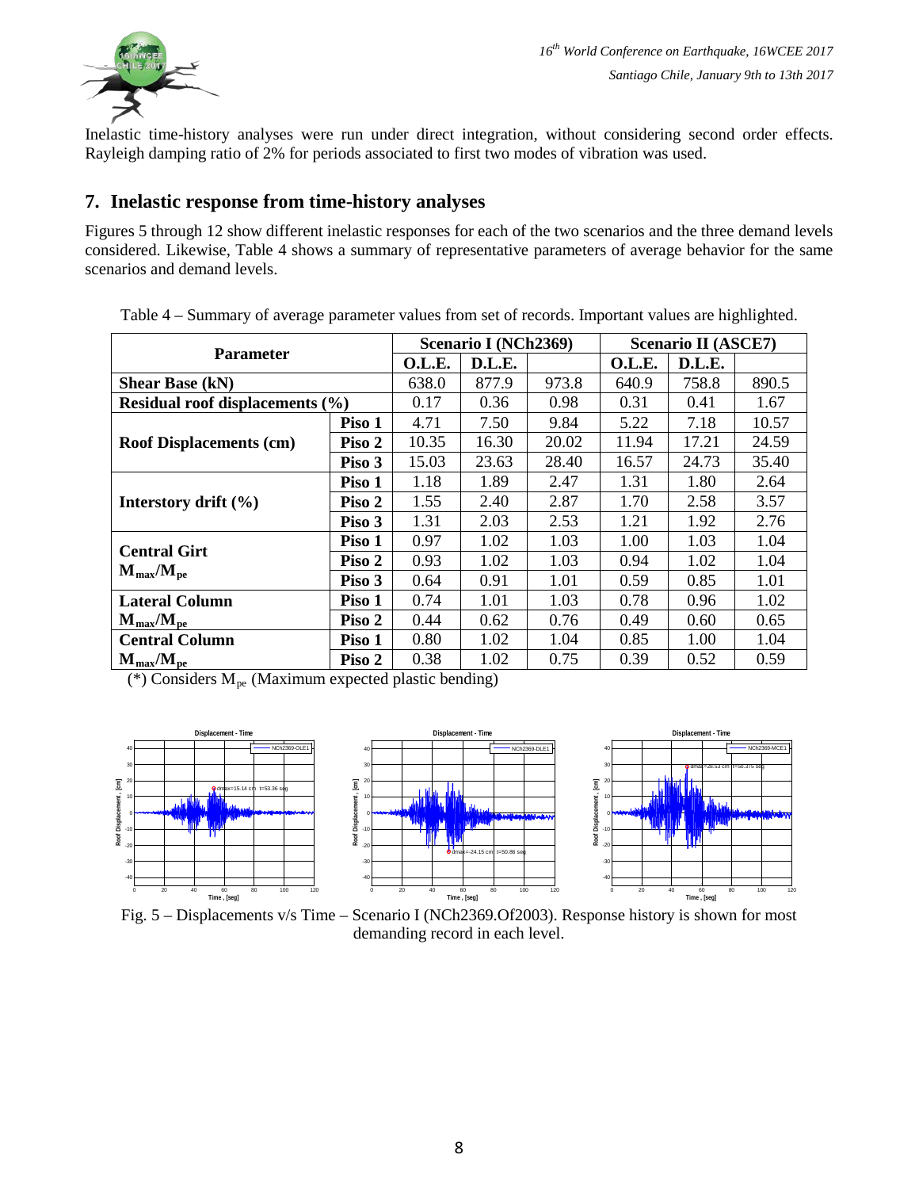Inelastic time-history analyses were run under direct integration, without considering second order effects. Rayleigh damping ratio of 2% for periods associated to first two modes of vibration was used.

## 7. Inelastic response from time-history analyses

Figures 5 through 12 show different inelastic responses for each of the two scenarios and the three demand levels considered. Likewise, Table 4 shows a summary of representative parameters of average behavior for the same scenarios and demand levels.

Table 4 – Summary of average parameter values from set of records. Important values are highlighted.

| Parameter | | Scenario I (NCh2369) | | | Scenario II (ASCE7) | | |
|---|---|---|---|---|---|---|---|
| | | O.L.E. | D.L.E. | | O.L.E. | D.L.E. | |
| **Shear Base (kN)** | | 638.0 | 877.9 | 973.8 | 640.9 | 758.8 | 890.5 |
| **Residual roof displacements (%)** | | 0.17 | 0.36 | 0.98 | 0.31 | 0.41 | 1.67 |
| **Roof Displacements (cm)** | Piso 1 | 4.71 | 7.50 | 9.84 | 5.22 | 7.18 | 10.57 |
| | Piso 2 | 10.35 | 16.30 | 20.02 | 11.94 | 17.21 | 24.59 |
| | Piso 3 | 15.03 | 23.63 | 28.40 | 16.57 | 24.73 | 35.40 |
| **Interstory drift (%)** | Piso 1 | 1.18 | 1.89 | 2.47 | 1.31 | 1.80 | 2.64 |
| | Piso 2 | 1.55 | 2.40 | 2.87 | 1.70 | 2.58 | 3.57 |
| | Piso 3 | 1.31 | 2.03 | 2.53 | 1.21 | 1.92 | 2.76 |
| **Central Girt $M_{max}/M_{pe}$** | Piso 1 | 0.97 | 1.02 | 1.03 | 1.00 | 1.03 | 1.04 |
| | Piso 2 | 0.93 | 1.02 | 1.03 | 0.94 | 1.02 | 1.04 |
| | Piso 3 | 0.64 | 0.91 | 1.01 | 0.59 | 0.85 | 1.01 |
| **Lateral Column $M_{max}/M_{pe}$** | Piso 1 | 0.74 | 1.01 | 1.03 | 0.78 | 0.96 | 1.02 |
| | Piso 2 | 0.44 | 0.62 | 0.76 | 0.49 | 0.60 | 0.65 |
| **Central Column $M_{max}/M_{pe}$** | Piso 1 | 0.80 | 1.02 | 1.04 | 0.85 | 1.00 | 1.04 |
| | Piso 2 | 0.38 | 1.02 | 0.75 | 0.39 | 0.52 | 0.59 |

(*) Considers $M_{pe}$ (Maximum expected plastic bending)

Fig. 5 – Displacements v/s Time – Scenario I (NCh2369.Of2003). Response history is shown for most demanding record in each level.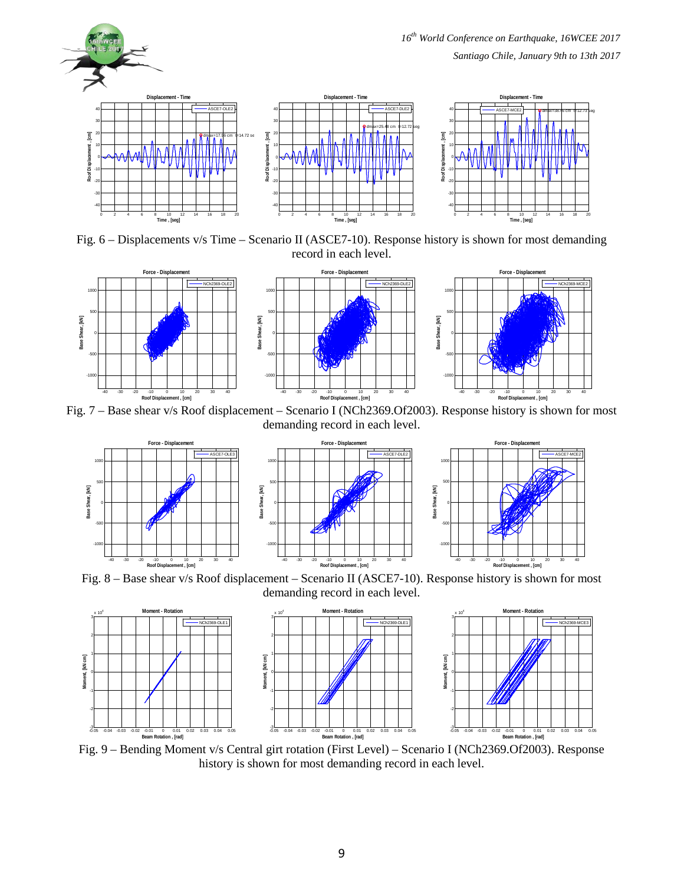Fig. 6 – Displacements v/s Time – Scenario II (ASCE7-10). Response history is shown for most demanding record in each level.

Fig. 7 – Base shear v/s Roof displacement – Scenario I (NCh2369.Of2003). Response history is shown for most demanding record in each level.

Fig. 8 – Base shear v/s Roof displacement – Scenario II (ASCE7-10). Response history is shown for most demanding record in each level.

Fig. 9 – Bending Moment v/s Central girt rotation (First Level) – Scenario I (NCh2369.Of2003). Response history is shown for most demanding record in each level.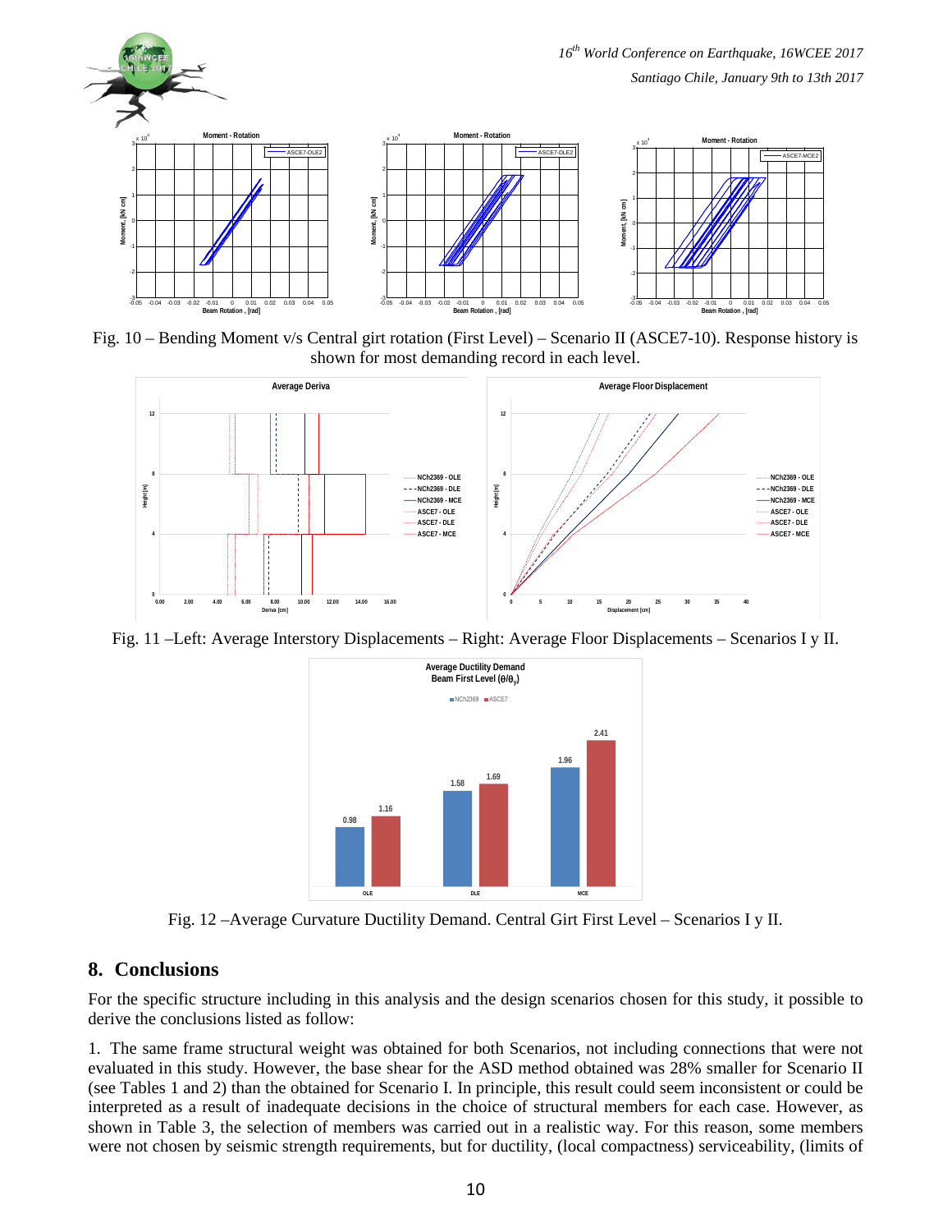Fig. 10 – Bending Moment v/s Central girt rotation (First Level) – Scenario II (ASCE7-10). Response history is shown for most demanding record in each level.

Fig. 11 –Left: Average Interstory Displacements – Right: Average Floor Displacements – Scenarios I y II.

Fig. 12 –Average Curvature Ductility Demand. Central Girt First Level – Scenarios I y II.

## 8. Conclusions

For the specific structure including in this analysis and the design scenarios chosen for this study, it possible to derive the conclusions listed as follow:

1. The same frame structural weight was obtained for both Scenarios, not including connections that were not evaluated in this study. However, the base shear for the ASD method obtained was 28% smaller for Scenario II (see Tables 1 and 2) than the obtained for Scenario I. In principle, this result could seem inconsistent or could be interpreted as a result of inadequate decisions in the choice of structural members for each case. However, as shown in Table 3, the selection of members was carried out in a realistic way. For this reason, some members were not chosen by seismic strength requirements, but for ductility, (local compactness) serviceability, (limits of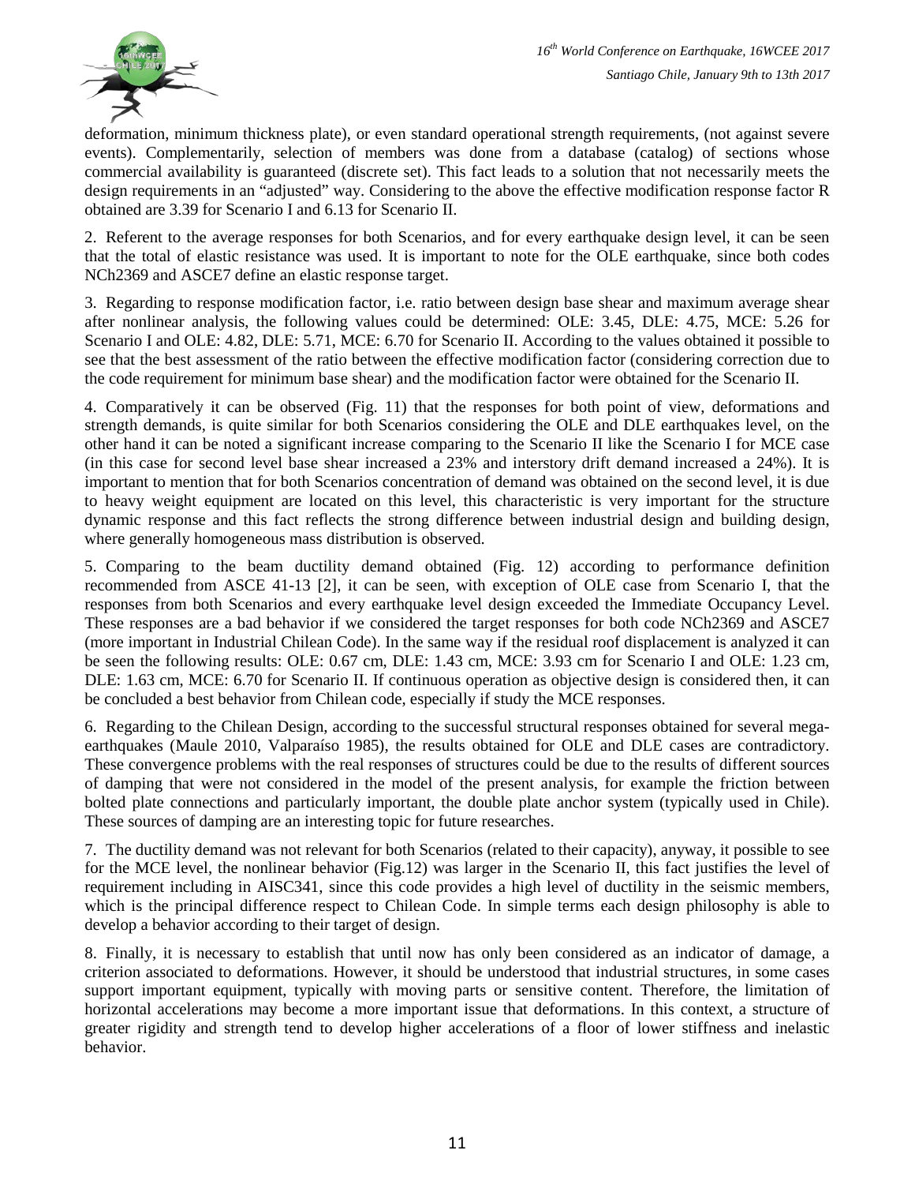deformation, minimum thickness plate), or even standard operational strength requirements, (not against severe events). Complementarily, selection of members was done from a database (catalog) of sections whose commercial availability is guaranteed (discrete set). This fact leads to a solution that not necessarily meets the design requirements in an "adjusted" way. Considering to the above the effective modification response factor R obtained are 3.39 for Scenario I and 6.13 for Scenario II.

2. Referent to the average responses for both Scenarios, and for every earthquake design level, it can be seen that the total of elastic resistance was used. It is important to note for the OLE earthquake, since both codes NCh2369 and ASCE7 define an elastic response target.

3. Regarding to response modification factor, i.e. ratio between design base shear and maximum average shear after nonlinear analysis, the following values could be determined: OLE: 3.45, DLE: 4.75, MCE: 5.26 for Scenario I and OLE: 4.82, DLE: 5.71, MCE: 6.70 for Scenario II. According to the values obtained it possible to see that the best assessment of the ratio between the effective modification factor (considering correction due to the code requirement for minimum base shear) and the modification factor were obtained for the Scenario II.

4. Comparatively it can be observed (Fig. 11) that the responses for both point of view, deformations and strength demands, is quite similar for both Scenarios considering the OLE and DLE earthquakes level, on the other hand it can be noted a significant increase comparing to the Scenario II like the Scenario I for MCE case (in this case for second level base shear increased a 23% and interstory drift demand increased a 24%). It is important to mention that for both Scenarios concentration of demand was obtained on the second level, it is due to heavy weight equipment are located on this level, this characteristic is very important for the structure dynamic response and this fact reflects the strong difference between industrial design and building design, where generally homogeneous mass distribution is observed.

5. Comparing to the beam ductility demand obtained (Fig. 12) according to performance definition recommended from ASCE 41-13 [2], it can be seen, with exception of OLE case from Scenario I, that the responses from both Scenarios and every earthquake level design exceeded the Immediate Occupancy Level. These responses are a bad behavior if we considered the target responses for both code NCh2369 and ASCE7 (more important in Industrial Chilean Code). In the same way if the residual roof displacement is analyzed it can be seen the following results: OLE: 0.67 cm, DLE: 1.43 cm, MCE: 3.93 cm for Scenario I and OLE: 1.23 cm, DLE: 1.63 cm, MCE: 6.70 for Scenario II. If continuous operation as objective design is considered then, it can be concluded a best behavior from Chilean code, especially if study the MCE responses.

6. Regarding to the Chilean Design, according to the successful structural responses obtained for several mega-earthquakes (Maule 2010, Valparaíso 1985), the results obtained for OLE and DLE cases are contradictory. These convergence problems with the real responses of structures could be due to the results of different sources of damping that were not considered in the model of the present analysis, for example the friction between bolted plate connections and particularly important, the double plate anchor system (typically used in Chile). These sources of damping are an interesting topic for future researches.

7. The ductility demand was not relevant for both Scenarios (related to their capacity), anyway, it possible to see for the MCE level, the nonlinear behavior (Fig.12) was larger in the Scenario II, this fact justifies the level of requirement including in AISC341, since this code provides a high level of ductility in the seismic members, which is the principal difference respect to Chilean Code. In simple terms each design philosophy is able to develop a behavior according to their target of design.

8. Finally, it is necessary to establish that until now has only been considered as an indicator of damage, a criterion associated to deformations. However, it should be understood that industrial structures, in some cases support important equipment, typically with moving parts or sensitive content. Therefore, the limitation of horizontal accelerations may become a more important issue that deformations. In this context, a structure of greater rigidity and strength tend to develop higher accelerations of a floor of lower stiffness and inelastic behavior.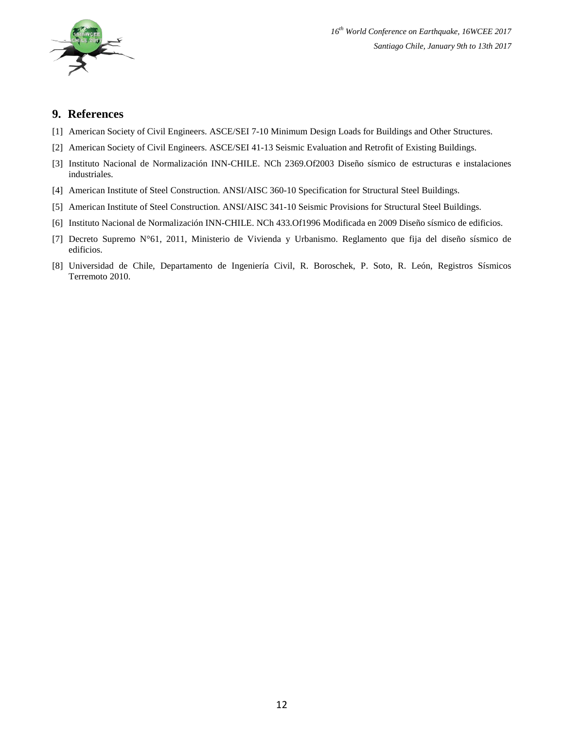## 9. References

[1] American Society of Civil Engineers. ASCE/SEI 7-10 Minimum Design Loads for Buildings and Other Structures.

[2] American Society of Civil Engineers. ASCE/SEI 41-13 Seismic Evaluation and Retrofit of Existing Buildings.

[3] Instituto Nacional de Normalización INN-CHILE. NCh 2369.Of2003 Diseño sísmico de estructuras e instalaciones industriales.

[4] American Institute of Steel Construction. ANSI/AISC 360-10 Specification for Structural Steel Buildings.

[5] American Institute of Steel Construction. ANSI/AISC 341-10 Seismic Provisions for Structural Steel Buildings.

[6] Instituto Nacional de Normalización INN-CHILE. NCh 433.Of1996 Modificada en 2009 Diseño sísmico de edificios.

[7] Decreto Supremo N°61, 2011, Ministerio de Vivienda y Urbanismo. Reglamento que fija del diseño sísmico de edificios.

[8] Universidad de Chile, Departamento de Ingeniería Civil, R. Boroschek, P. Soto, R. León, Registros Sísmicos Terremoto 2010.